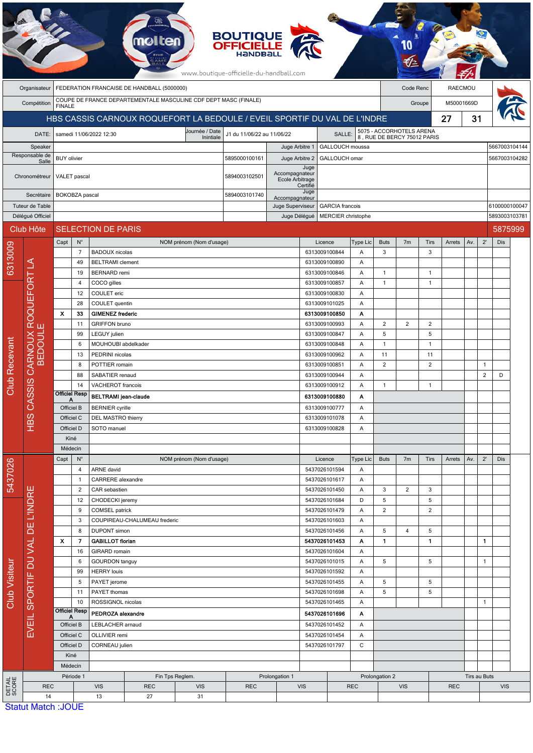| Organisateur | FEDERATION FRANCAISE DE HANDBALL (5000000) | Code Renc | RAECMOU |
|---|---|---|---|
| Compétition | COUPE DE FRANCE DEPARTEMENTALE MASCULINE CDF DEPT MASC (FINALE) FINALE | Groupe | M50001669D |

## HBS CASSIS CARNOUX ROQUEFORT LA BEDOULE / EVEIL SPORTIF DU VAL DE L'INDRE 27 31

| DATE: | samedi 11/06/2022 12:30 | Journée / Date Inintiale | J1 du 11/06/22 au 11/06/22 | SALLE: | 5075 - ACCORHOTELS ARENA 8 , RUE DE BERCY 75012 PARIS |
|---|---|---|---|---|---|

| | | | | | |
|---|---|---|---|---|---|
| Speaker | | | Juge Arbitre 1 | GALLOUCH moussa | 5667003104144 |
| Responsable de Salle | BUY olivier | 5895000100161 | Juge Arbitre 2 | GALLOUCH omar | 5667003104282 |
| Chronométreur | VALET pascal | 5894003102501 | Juge Accompagnateur Ecole Arbitrage Certifié | | |
| Secrétaire | BOKOBZA pascal | 5894003101740 | Juge Accompagnateur | | |
| Tuteur de Table | | | Juge Superviseur | GARCIA francois | 6100000100047 |
| Délégué Officiel | | | Juge Délégué | MERCIER christophe | 5893003103781 |

## Club Hôte: SELECTION DE PARIS — 5875999

**Club Recevant — 6313009 — HBS CASSIS CARNOUX ROQUEFORT LA BEDOULE**

| Capt | N° | NOM prénom (Nom d'usage) | Licence | Type Lic | Buts | 7m | Tirs | Arrets | Av. | 2' | Dis |
|---|---|---|---|---|---|---|---|---|---|---|---|
| | 7 | BADOUX nicolas | 6313009100844 | A | 3 | | 3 | | | | |
| | 49 | BELTRAMI clement | 6313009100890 | A | | | | | | | |
| | 19 | BERNARD remi | 6313009100846 | A | 1 | | 1 | | | | |
| | 4 | COCO gilles | 6313009100857 | A | 1 | | 1 | | | | |
| | 12 | COULET eric | 6313009100830 | A | | | | | | | |
| | 28 | COULET quentin | 6313009101025 | A | | | | | | | |
| X | 33 | **GIMENEZ frederic** | **6313009100850** | **A** | | | | | | | |
| | 11 | GRIFFON bruno | 6313009100993 | A | 2 | 2 | 2 | | | | |
| | 99 | LEGUY julien | 6313009100847 | A | 5 | | 5 | | | | |
| | 6 | MOUHOUBI abdelkader | 6313009100848 | A | 1 | | 1 | | | | |
| | 13 | PEDRINI nicolas | 6313009100962 | A | 11 | | 11 | | | | |
| | 8 | POTTIER romain | 6313009100851 | A | 2 | | 2 | | | 1 | |
| | 88 | SABATIER renaud | 6313009100944 | A | | | | | | 2 | D |
| | 14 | VACHEROT francois | 6313009100912 | A | 1 | | 1 | | | | |
| Officiel Resp A | | **BELTRAMI jean-claude** | **6313009100880** | **A** | | | | | | | |
| Officiel B | | BERNIER cyrille | 6313009100777 | A | | | | | | | |
| Officiel C | | DEL MASTRO thierry | 6313009101078 | A | | | | | | | |
| Officiel D | | SOTO manuel | 6313009100828 | A | | | | | | | |
| Kiné | | | | | | | | | | | |
| Médecin | | | | | | | | | | | |

**Club Visiteur — 5437026 — EVEIL SPORTIF DU VAL DE L'INDRE**

| Capt | N° | NOM prénom (Nom d'usage) | Licence | Type Lic | Buts | 7m | Tirs | Arrets | Av. | 2' | Dis |
|---|---|---|---|---|---|---|---|---|---|---|---|
| | 4 | ARNE david | 5437026101594 | A | | | | | | | |
| | 1 | CARRERE alexandre | 5437026101617 | A | | | | | | | |
| | 2 | CAR sebastien | 5437026101450 | A | 3 | 2 | 3 | | | | |
| | 12 | CHODECKI jeremy | 5437026101684 | D | 5 | | 5 | | | | |
| | 9 | COMSEL patrick | 5437026101479 | A | 2 | | 2 | | | | |
| | 3 | COUPIREAU-CHALUMEAU frederic | 5437026101603 | A | | | | | | | |
| | 8 | DUPONT simon | 5437026101456 | A | 5 | 4 | 5 | | | | |
| X | 7 | **GABILLOT florian** | **5437026101453** | **A** | **1** | | **1** | | | **1** | |
| | 16 | GIRARD romain | 5437026101604 | A | | | | | | | |
| | 6 | GOURDON tanguy | 5437026101015 | A | 5 | | 5 | | | 1 | |
| | 99 | HERRY louis | 5437026101592 | A | | | | | | | |
| | 5 | PAYET jerome | 5437026101455 | A | 5 | | 5 | | | | |
| | 11 | PAYET thomas | 5437026101698 | A | 5 | | 5 | | | | |
| | 10 | ROSSIGNOL nicolas | 5437026101465 | A | | | | | | 1 | |
| Officiel Resp A | | **PEDROZA alexandre** | **5437026101696** | **A** | | | | | | | |
| Officiel B | | LEBLACHER arnaud | 5437026101452 | A | | | | | | | |
| Officiel C | | OLLIVIER remi | 5437026101454 | A | | | | | | | |
| Officiel D | | CORNEAU julien | 5437026101797 | C | | | | | | | |
| Kiné | | | | | | | | | | | |
| Médecin | | | | | | | | | | | |

**DETAIL SCORE**

| Période 1 | | Fin Tps Reglem. | | Prolongation 1 | | Prolongation 2 | | Tirs au Buts | |
|---|---|---|---|---|---|---|---|---|---|
| REC | VIS | REC | VIS | REC | VIS | REC | VIS | REC | VIS |
| 14 | 13 | 27 | 31 | | | | | | |

Statut Match :JOUE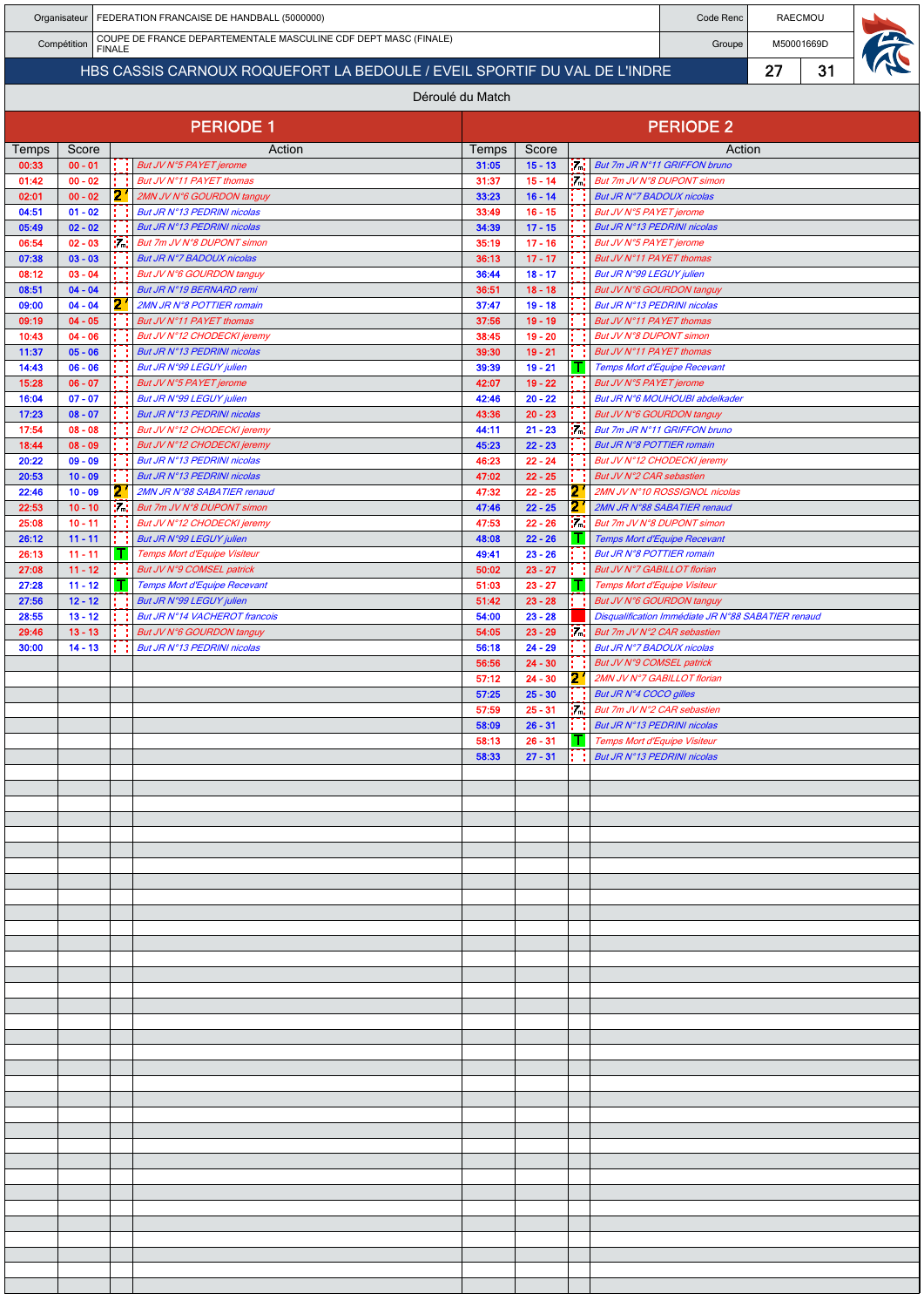| Organisateur | FEDERATION FRANCAISE DE HANDBALL (5000000) | Code Renc | RAECMOU |
|---|---|---|---|
| Compétition | COUPE DE FRANCE DEPARTEMENTALE MASCULINE CDF DEPT MASC (FINALE) FINALE | Groupe | M50001669D |

## HBS CASSIS CARNOUX ROQUEFORT LA BEDOULE / EVEIL SPORTIF DU VAL DE L'INDRE — 27 / 31

### Déroulé du Match

#### PERIODE 1

| Temps | Score | Action |
|---|---|---|
| 00:33 | 00 - 01 | But JV N°5 PAYET jerome |
| 01:42 | 00 - 02 | But JV N°11 PAYET thomas |
| 02:01 | 00 - 02 | 2MN JV N°6 GOURDON tanguy |
| 04:51 | 01 - 02 | But JR N°13 PEDRINI nicolas |
| 05:49 | 02 - 02 | But JR N°13 PEDRINI nicolas |
| 06:54 | 02 - 03 | But 7m JV N°8 DUPONT simon |
| 07:38 | 03 - 03 | But JR N°7 BADOUX nicolas |
| 08:12 | 03 - 04 | But JV N°6 GOURDON tanguy |
| 08:51 | 04 - 04 | But JR N°19 BERNARD remi |
| 09:00 | 04 - 04 | 2MN JR N°8 POTTIER romain |
| 09:19 | 04 - 05 | But JV N°11 PAYET thomas |
| 10:43 | 04 - 06 | But JV N°12 CHODECKI jeremy |
| 11:37 | 05 - 06 | But JR N°13 PEDRINI nicolas |
| 14:43 | 06 - 06 | But JR N°99 LEGUY julien |
| 15:28 | 06 - 07 | But JV N°5 PAYET jerome |
| 16:04 | 07 - 07 | But JR N°99 LEGUY julien |
| 17:23 | 08 - 07 | But JR N°13 PEDRINI nicolas |
| 17:54 | 08 - 08 | But JV N°12 CHODECKI jeremy |
| 18:44 | 08 - 09 | But JV N°12 CHODECKI jeremy |
| 20:22 | 09 - 09 | But JR N°13 PEDRINI nicolas |
| 20:53 | 10 - 09 | But JR N°13 PEDRINI nicolas |
| 22:46 | 10 - 09 | 2MN JR N°88 SABATIER renaud |
| 22:53 | 10 - 10 | But 7m JV N°8 DUPONT simon |
| 25:08 | 10 - 11 | But JV N°12 CHODECKI jeremy |
| 26:12 | 11 - 11 | But JR N°99 LEGUY julien |
| 26:13 | 11 - 11 | Temps Mort d'Equipe Visiteur |
| 27:08 | 11 - 12 | But JV N°9 COMSEL patrick |
| 27:28 | 11 - 12 | Temps Mort d'Equipe Recevant |
| 27:56 | 12 - 12 | But JR N°99 LEGUY julien |
| 28:55 | 13 - 12 | But JR N°14 VACHEROT francois |
| 29:46 | 13 - 13 | But JV N°6 GOURDON tanguy |
| 30:00 | 14 - 13 | But JR N°13 PEDRINI nicolas |

#### PERIODE 2

| Temps | Score | Action |
|---|---|---|
| 31:05 | 15 - 13 | But 7m JR N°11 GRIFFON bruno |
| 31:37 | 15 - 14 | But 7m JV N°8 DUPONT simon |
| 33:23 | 16 - 14 | But JR N°7 BADOUX nicolas |
| 33:49 | 16 - 15 | But JV N°5 PAYET jerome |
| 34:39 | 17 - 15 | But JR N°13 PEDRINI nicolas |
| 35:19 | 17 - 16 | But JV N°5 PAYET jerome |
| 36:13 | 17 - 17 | But JV N°11 PAYET thomas |
| 36:44 | 18 - 17 | But JR N°99 LEGUY julien |
| 36:51 | 18 - 18 | But JV N°6 GOURDON tanguy |
| 37:47 | 19 - 18 | But JR N°13 PEDRINI nicolas |
| 37:56 | 19 - 19 | But JV N°11 PAYET thomas |
| 38:45 | 19 - 20 | But JV N°8 DUPONT simon |
| 39:30 | 19 - 21 | But JV N°11 PAYET thomas |
| 39:39 | 19 - 21 | Temps Mort d'Equipe Recevant |
| 42:07 | 19 - 22 | But JV N°5 PAYET jerome |
| 42:46 | 20 - 22 | But JR N°6 MOUHOUBI abdelkader |
| 43:36 | 20 - 23 | But JV N°6 GOURDON tanguy |
| 44:11 | 21 - 23 | But 7m JR N°11 GRIFFON bruno |
| 45:23 | 22 - 23 | But JR N°8 POTTIER romain |
| 46:23 | 22 - 24 | But JV N°12 CHODECKI jeremy |
| 47:02 | 22 - 25 | But JV N°2 CAR sebastien |
| 47:32 | 22 - 25 | 2MN JV N°10 ROSSIGNOL nicolas |
| 47:46 | 22 - 25 | 2MN JR N°88 SABATIER renaud |
| 47:53 | 22 - 26 | But 7m JV N°8 DUPONT simon |
| 48:08 | 22 - 26 | Temps Mort d'Equipe Recevant |
| 49:41 | 23 - 26 | But JR N°8 POTTIER romain |
| 50:02 | 23 - 27 | But JV N°7 GABILLOT florian |
| 51:03 | 23 - 27 | Temps Mort d'Equipe Visiteur |
| 51:42 | 23 - 28 | But JV N°6 GOURDON tanguy |
| 54:00 | 23 - 28 | Disqualification Immédiate JR N°88 SABATIER renaud |
| 54:05 | 23 - 29 | But 7m JV N°2 CAR sebastien |
| 56:18 | 24 - 29 | But JR N°7 BADOUX nicolas |
| 56:56 | 24 - 30 | But JV N°9 COMSEL patrick |
| 57:12 | 24 - 30 | 2MN JV N°7 GABILLOT florian |
| 57:25 | 25 - 30 | But JR N°4 COCO gilles |
| 57:59 | 25 - 31 | But 7m JV N°2 CAR sebastien |
| 58:09 | 26 - 31 | But JR N°13 PEDRINI nicolas |
| 58:13 | 26 - 31 | Temps Mort d'Equipe Visiteur |
| 58:33 | 27 - 31 | But JR N°13 PEDRINI nicolas |